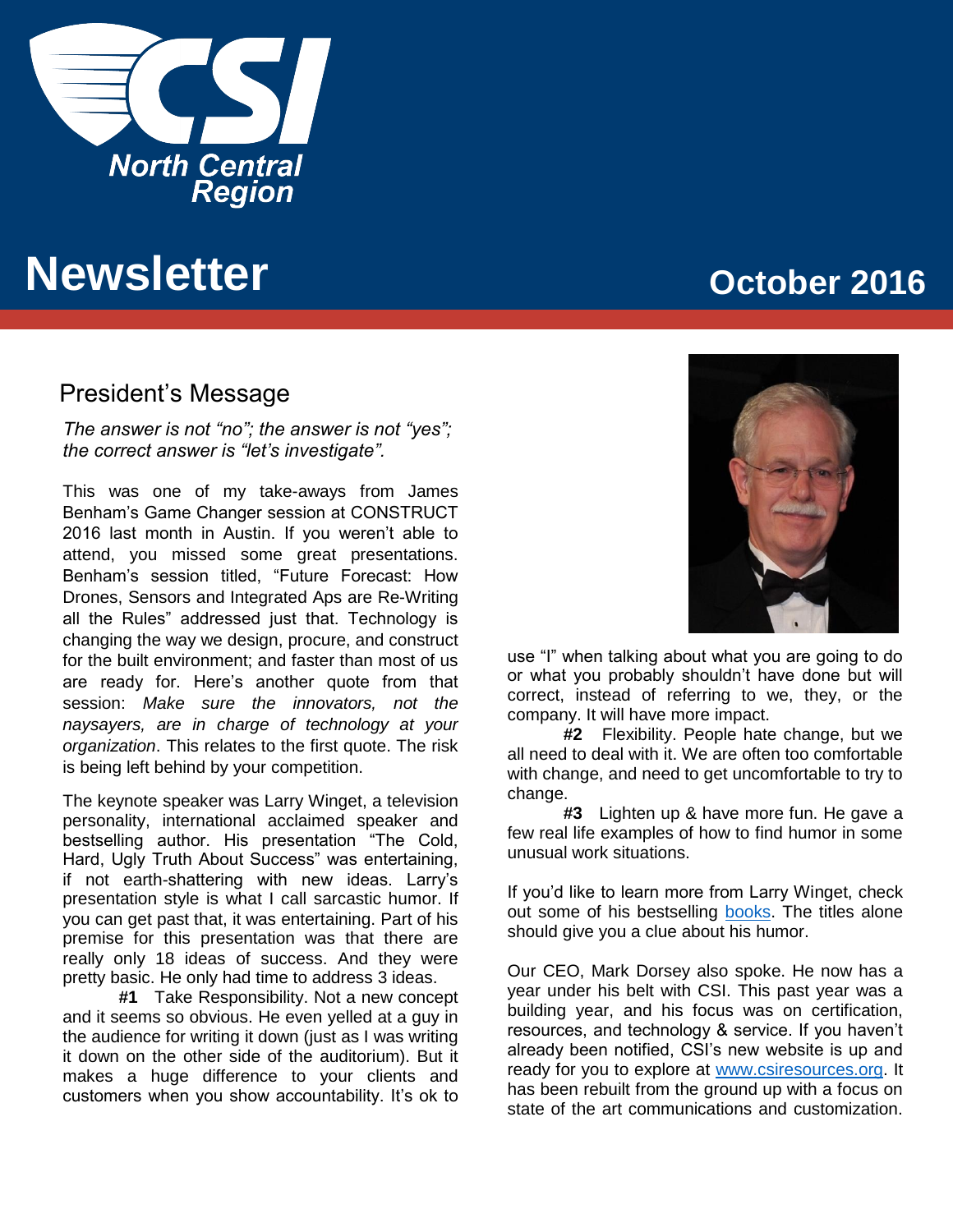CSI North Central Region

# Newsletter

October 2016

## President's Message

*The answer is not "no"; the answer is not "yes"; the correct answer is "let's investigate".*

This was one of my take-aways from James Benham's Game Changer session at CONSTRUCT 2016 last month in Austin. If you weren't able to attend, you missed some great presentations. Benham's session titled, "Future Forecast: How Drones, Sensors and Integrated Aps are Re-Writing all the Rules" addressed just that. Technology is changing the way we design, procure, and construct for the built environment; and faster than most of us are ready for. Here's another quote from that session: *Make sure the innovators, not the naysayers, are in charge of technology at your organization*. This relates to the first quote. The risk is being left behind by your competition.

The keynote speaker was Larry Winget, a television personality, international acclaimed speaker and bestselling author. His presentation "The Cold, Hard, Ugly Truth About Success" was entertaining, if not earth-shattering with new ideas. Larry's presentation style is what I call sarcastic humor. If you can get past that, it was entertaining. Part of his premise for this presentation was that there are really only 18 ideas of success. And they were pretty basic. He only had time to address 3 ideas.

**#1** Take Responsibility. Not a new concept and it seems so obvious. He even yelled at a guy in the audience for writing it down (just as I was writing it down on the other side of the auditorium). But it makes a huge difference to your clients and customers when you show accountability. It's ok to use "I" when talking about what you are going to do or what you probably shouldn't have done but will correct, instead of referring to we, they, or the company. It will have more impact.

**#2** Flexibility. People hate change, but we all need to deal with it. We are often too comfortable with change, and need to get uncomfortable to try to change.

**#3** Lighten up & have more fun. He gave a few real life examples of how to find humor in some unusual work situations.

If you'd like to learn more from Larry Winget, check out some of his bestselling books. The titles alone should give you a clue about his humor.

Our CEO, Mark Dorsey also spoke. He now has a year under his belt with CSI. This past year was a building year, and his focus was on certification, resources, and technology & service. If you haven't already been notified, CSI's new website is up and ready for you to explore at www.csiresources.org. It has been rebuilt from the ground up with a focus on state of the art communications and customization.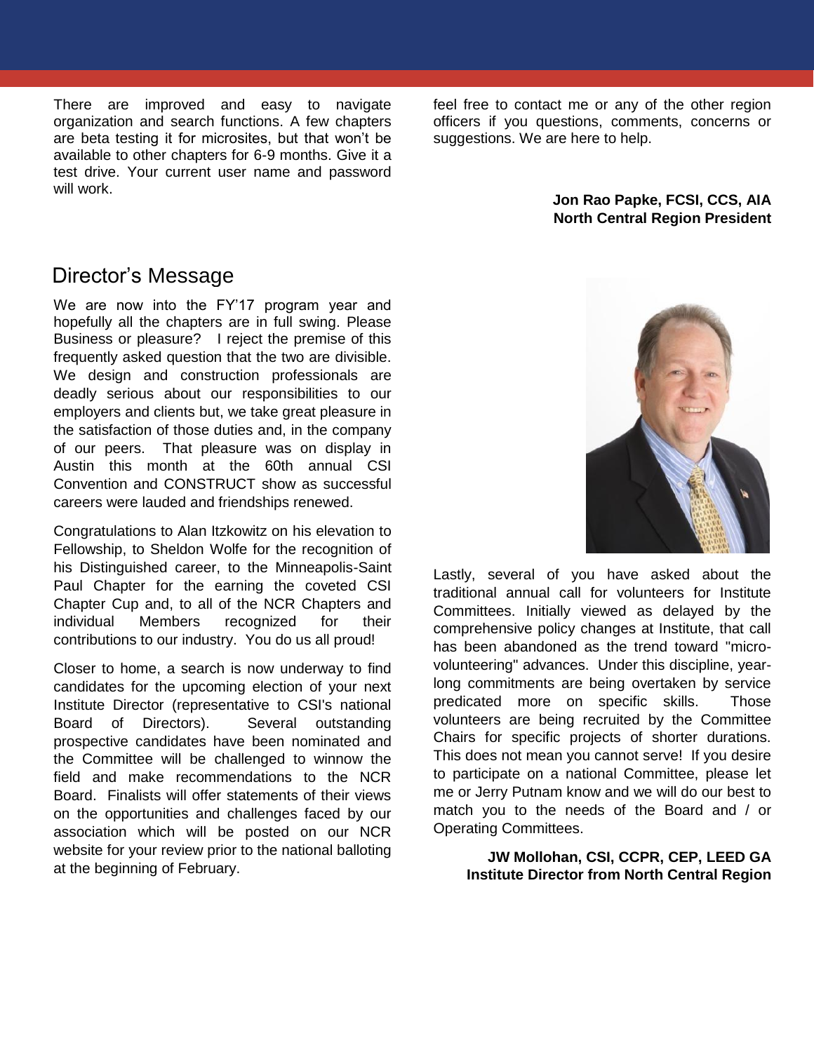There are improved and easy to navigate organization and search functions. A few chapters are beta testing it for microsites, but that won't be available to other chapters for 6-9 months. Give it a test drive. Your current user name and password will work.

feel free to contact me or any of the other region officers if you questions, comments, concerns or suggestions. We are here to help.

**Jon Rao Papke, FCSI, CCS, AIA**
**North Central Region President**

## Director's Message

We are now into the FY'17 program year and hopefully all the chapters are in full swing. Please Business or pleasure? I reject the premise of this frequently asked question that the two are divisible. We design and construction professionals are deadly serious about our responsibilities to our employers and clients but, we take great pleasure in the satisfaction of those duties and, in the company of our peers. That pleasure was on display in Austin this month at the 60th annual CSI Convention and CONSTRUCT show as successful careers were lauded and friendships renewed.

Congratulations to Alan Itzkowitz on his elevation to Fellowship, to Sheldon Wolfe for the recognition of his Distinguished career, to the Minneapolis-Saint Paul Chapter for the earning the coveted CSI Chapter Cup and, to all of the NCR Chapters and individual Members recognized for their contributions to our industry. You do us all proud!

Closer to home, a search is now underway to find candidates for the upcoming election of your next Institute Director (representative to CSI's national Board of Directors). Several outstanding prospective candidates have been nominated and the Committee will be challenged to winnow the field and make recommendations to the NCR Board. Finalists will offer statements of their views on the opportunities and challenges faced by our association which will be posted on our NCR website for your review prior to the national balloting at the beginning of February.

Lastly, several of you have asked about the traditional annual call for volunteers for Institute Committees. Initially viewed as delayed by the comprehensive policy changes at Institute, that call has been abandoned as the trend toward "micro-volunteering" advances. Under this discipline, year-long commitments are being overtaken by service predicated more on specific skills. Those volunteers are being recruited by the Committee Chairs for specific projects of shorter durations. This does not mean you cannot serve! If you desire to participate on a national Committee, please let me or Jerry Putnam know and we will do our best to match you to the needs of the Board and / or Operating Committees.

**JW Mollohan, CSI, CCPR, CEP, LEED GA**
**Institute Director from North Central Region**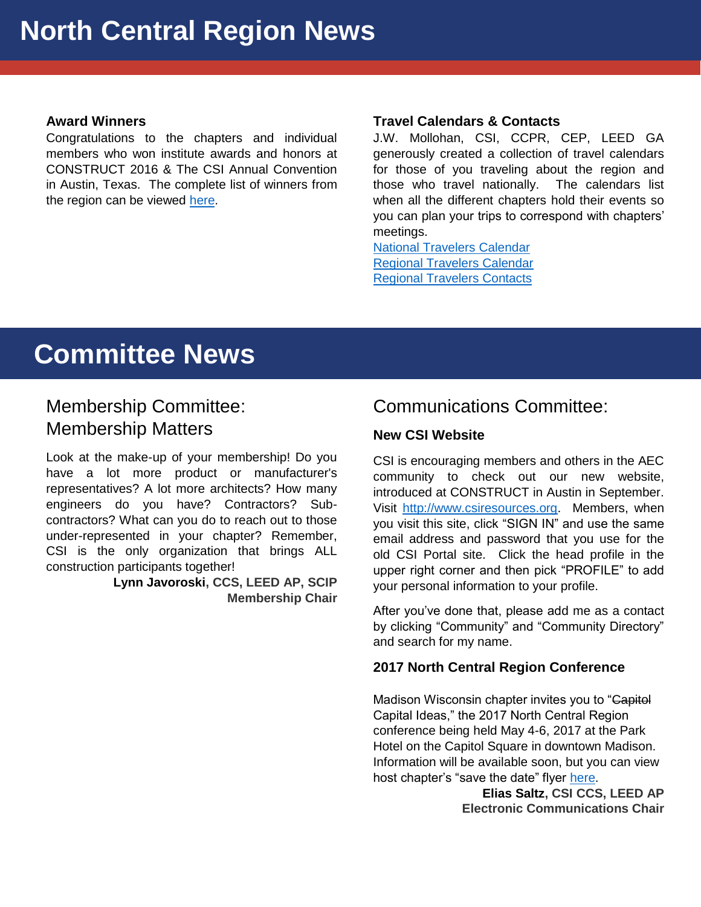# North Central Region News

### Award Winners

Congratulations to the chapters and individual members who won institute awards and honors at CONSTRUCT 2016 & The CSI Annual Convention in Austin, Texas. The complete list of winners from the region can be viewed here.

### Travel Calendars & Contacts

J.W. Mollohan, CSI, CCPR, CEP, LEED GA generously created a collection of travel calendars for those of you traveling about the region and those who travel nationally. The calendars list when all the different chapters hold their events so you can plan your trips to correspond with chapters' meetings.

National Travelers Calendar
Regional Travelers Calendar
Regional Travelers Contacts

# Committee News

## Membership Committee: Membership Matters

Look at the make-up of your membership! Do you have a lot more product or manufacturer's representatives? A lot more architects? How many engineers do you have? Contractors? Sub-contractors? What can you do to reach out to those under-represented in your chapter? Remember, CSI is the only organization that brings ALL construction participants together!

**Lynn Javoroski, CCS, LEED AP, SCIP**
**Membership Chair**

## Communications Committee:

### New CSI Website

CSI is encouraging members and others in the AEC community to check out our new website, introduced at CONSTRUCT in Austin in September. Visit http://www.csiresources.org. Members, when you visit this site, click "SIGN IN" and use the same email address and password that you use for the old CSI Portal site. Click the head profile in the upper right corner and then pick "PROFILE" to add your personal information to your profile.

After you've done that, please add me as a contact by clicking "Community" and "Community Directory" and search for my name.

### 2017 North Central Region Conference

Madison Wisconsin chapter invites you to "~~Capitol~~ Capital Ideas," the 2017 North Central Region conference being held May 4-6, 2017 at the Park Hotel on the Capitol Square in downtown Madison. Information will be available soon, but you can view host chapter's "save the date" flyer here.

**Elias Saltz, CSI CCS, LEED AP**
**Electronic Communications Chair**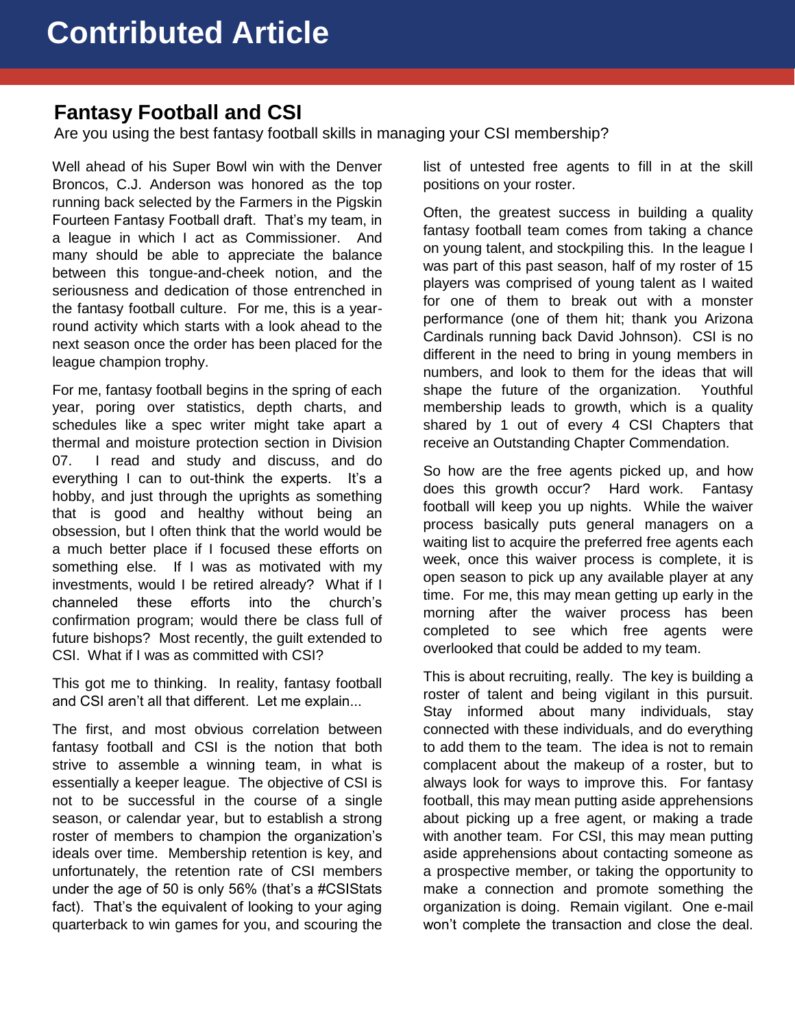# Contributed Article

## Fantasy Football and CSI

Are you using the best fantasy football skills in managing your CSI membership?

Well ahead of his Super Bowl win with the Denver Broncos, C.J. Anderson was honored as the top running back selected by the Farmers in the Pigskin Fourteen Fantasy Football draft. That's my team, in a league in which I act as Commissioner. And many should be able to appreciate the balance between this tongue-and-cheek notion, and the seriousness and dedication of those entrenched in the fantasy football culture. For me, this is a year-round activity which starts with a look ahead to the next season once the order has been placed for the league champion trophy.

For me, fantasy football begins in the spring of each year, poring over statistics, depth charts, and schedules like a spec writer might take apart a thermal and moisture protection section in Division 07. I read and study and discuss, and do everything I can to out-think the experts. It's a hobby, and just through the uprights as something that is good and healthy without being an obsession, but I often think that the world would be a much better place if I focused these efforts on something else. If I was as motivated with my investments, would I be retired already? What if I channeled these efforts into the church's confirmation program; would there be class full of future bishops? Most recently, the guilt extended to CSI. What if I was as committed with CSI?

This got me to thinking. In reality, fantasy football and CSI aren't all that different. Let me explain...

The first, and most obvious correlation between fantasy football and CSI is the notion that both strive to assemble a winning team, in what is essentially a keeper league. The objective of CSI is not to be successful in the course of a single season, or calendar year, but to establish a strong roster of members to champion the organization's ideals over time. Membership retention is key, and unfortunately, the retention rate of CSI members under the age of 50 is only 56% (that's a #CSIStats fact). That's the equivalent of looking to your aging quarterback to win games for you, and scouring the list of untested free agents to fill in at the skill positions on your roster.

Often, the greatest success in building a quality fantasy football team comes from taking a chance on young talent, and stockpiling this. In the league I was part of this past season, half of my roster of 15 players was comprised of young talent as I waited for one of them to break out with a monster performance (one of them hit; thank you Arizona Cardinals running back David Johnson). CSI is no different in the need to bring in young members in numbers, and look to them for the ideas that will shape the future of the organization. Youthful membership leads to growth, which is a quality shared by 1 out of every 4 CSI Chapters that receive an Outstanding Chapter Commendation.

So how are the free agents picked up, and how does this growth occur? Hard work. Fantasy football will keep you up nights. While the waiver process basically puts general managers on a waiting list to acquire the preferred free agents each week, once this waiver process is complete, it is open season to pick up any available player at any time. For me, this may mean getting up early in the morning after the waiver process has been completed to see which free agents were overlooked that could be added to my team.

This is about recruiting, really. The key is building a roster of talent and being vigilant in this pursuit. Stay informed about many individuals, stay connected with these individuals, and do everything to add them to the team. The idea is not to remain complacent about the makeup of a roster, but to always look for ways to improve this. For fantasy football, this may mean putting aside apprehensions about picking up a free agent, or making a trade with another team. For CSI, this may mean putting aside apprehensions about contacting someone as a prospective member, or taking the opportunity to make a connection and promote something the organization is doing. Remain vigilant. One e-mail won't complete the transaction and close the deal.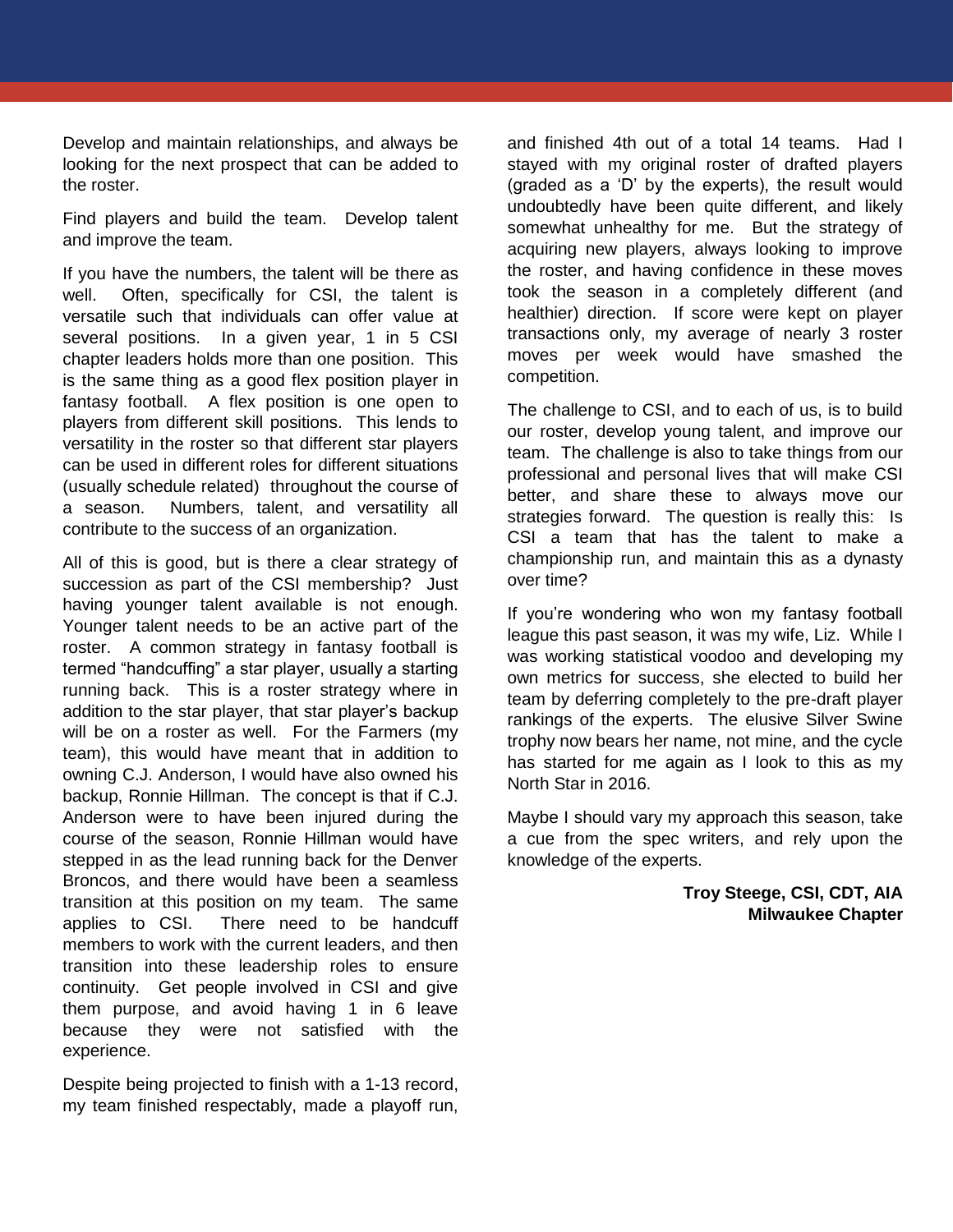Develop and maintain relationships, and always be looking for the next prospect that can be added to the roster.

Find players and build the team. Develop talent and improve the team.

If you have the numbers, the talent will be there as well. Often, specifically for CSI, the talent is versatile such that individuals can offer value at several positions. In a given year, 1 in 5 CSI chapter leaders holds more than one position. This is the same thing as a good flex position player in fantasy football. A flex position is one open to players from different skill positions. This lends to versatility in the roster so that different star players can be used in different roles for different situations (usually schedule related) throughout the course of a season. Numbers, talent, and versatility all contribute to the success of an organization.

All of this is good, but is there a clear strategy of succession as part of the CSI membership? Just having younger talent available is not enough. Younger talent needs to be an active part of the roster. A common strategy in fantasy football is termed "handcuffing" a star player, usually a starting running back. This is a roster strategy where in addition to the star player, that star player's backup will be on a roster as well. For the Farmers (my team), this would have meant that in addition to owning C.J. Anderson, I would have also owned his backup, Ronnie Hillman. The concept is that if C.J. Anderson were to have been injured during the course of the season, Ronnie Hillman would have stepped in as the lead running back for the Denver Broncos, and there would have been a seamless transition at this position on my team. The same applies to CSI. There need to be handcuff members to work with the current leaders, and then transition into these leadership roles to ensure continuity. Get people involved in CSI and give them purpose, and avoid having 1 in 6 leave because they were not satisfied with the experience.

Despite being projected to finish with a 1-13 record, my team finished respectably, made a playoff run, and finished 4th out of a total 14 teams. Had I stayed with my original roster of drafted players (graded as a 'D' by the experts), the result would undoubtedly have been quite different, and likely somewhat unhealthy for me. But the strategy of acquiring new players, always looking to improve the roster, and having confidence in these moves took the season in a completely different (and healthier) direction. If score were kept on player transactions only, my average of nearly 3 roster moves per week would have smashed the competition.

The challenge to CSI, and to each of us, is to build our roster, develop young talent, and improve our team. The challenge is also to take things from our professional and personal lives that will make CSI better, and share these to always move our strategies forward. The question is really this: Is CSI a team that has the talent to make a championship run, and maintain this as a dynasty over time?

If you're wondering who won my fantasy football league this past season, it was my wife, Liz. While I was working statistical voodoo and developing my own metrics for success, she elected to build her team by deferring completely to the pre-draft player rankings of the experts. The elusive Silver Swine trophy now bears her name, not mine, and the cycle has started for me again as I look to this as my North Star in 2016.

Maybe I should vary my approach this season, take a cue from the spec writers, and rely upon the knowledge of the experts.

**Troy Steege, CSI, CDT, AIA**
**Milwaukee Chapter**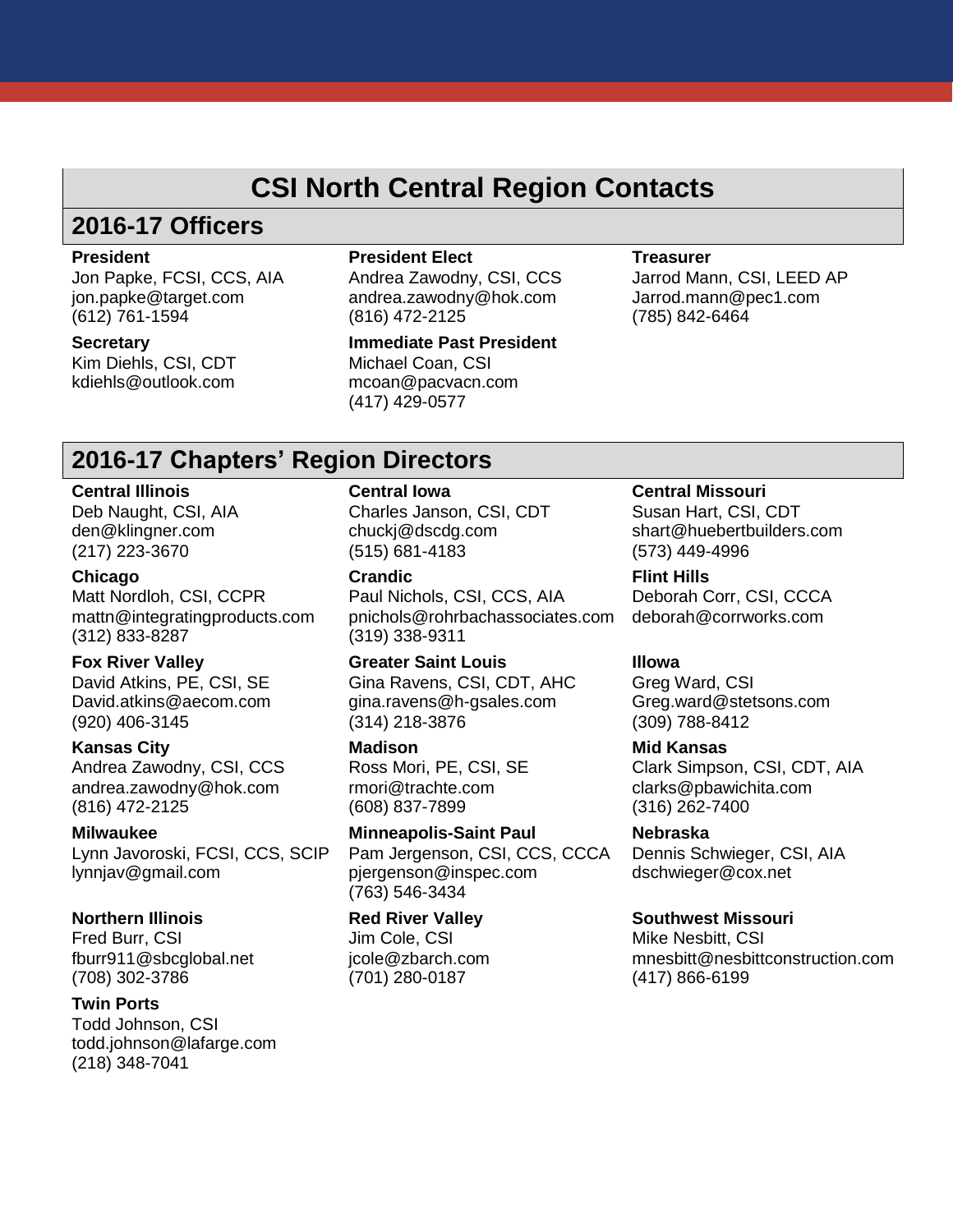# CSI North Central Region Contacts

## 2016-17 Officers

**President**
Jon Papke, FCSI, CCS, AIA
jon.papke@target.com
(612) 761-1594

**President Elect**
Andrea Zawodny, CSI, CCS
andrea.zawodny@hok.com
(816) 472-2125

**Treasurer**
Jarrod Mann, CSI, LEED AP
Jarrod.mann@pec1.com
(785) 842-6464

**Secretary**
Kim Diehls, CSI, CDT
kdiehls@outlook.com

**Immediate Past President**
Michael Coan, CSI
mcoan@pacvacn.com
(417) 429-0577

## 2016-17 Chapters' Region Directors

**Central Illinois**
Deb Naught, CSI, AIA
den@klingner.com
(217) 223-3670

**Central Iowa**
Charles Janson, CSI, CDT
chuckj@dscdg.com
(515) 681-4183

**Central Missouri**
Susan Hart, CSI, CDT
shart@huebertbuilders.com
(573) 449-4996

**Chicago**
Matt Nordloh, CSI, CCPR
mattn@integratingproducts.com
(312) 833-8287

**Crandic**
Paul Nichols, CSI, CCS, AIA
pnichols@rohrbachassociates.com
(319) 338-9311

**Flint Hills**
Deborah Corr, CSI, CCCA
deborah@corrworks.com

**Fox River Valley**
David Atkins, PE, CSI, SE
David.atkins@aecom.com
(920) 406-3145

**Greater Saint Louis**
Gina Ravens, CSI, CDT, AHC
gina.ravens@h-gsales.com
(314) 218-3876

**Illowa**
Greg Ward, CSI
Greg.ward@stetsons.com
(309) 788-8412

**Kansas City**
Andrea Zawodny, CSI, CCS
andrea.zawodny@hok.com
(816) 472-2125

**Madison**
Ross Mori, PE, CSI, SE
rmori@trachte.com
(608) 837-7899

**Mid Kansas**
Clark Simpson, CSI, CDT, AIA
clarks@pbawichita.com
(316) 262-7400

**Milwaukee**
Lynn Javoroski, FCSI, CCS, SCIP
lynnjav@gmail.com

**Minneapolis-Saint Paul**
Pam Jergenson, CSI, CCS, CCCA
pjergenson@inspec.com
(763) 546-3434

**Nebraska**
Dennis Schwieger, CSI, AIA
dschwieger@cox.net

**Northern Illinois**
Fred Burr, CSI
fburr911@sbcglobal.net
(708) 302-3786

**Red River Valley**
Jim Cole, CSI
jcole@zbarch.com
(701) 280-0187

**Southwest Missouri**
Mike Nesbitt, CSI
mnesbitt@nesbittconstruction.com
(417) 866-6199

**Twin Ports**
Todd Johnson, CSI
todd.johnson@lafarge.com
(218) 348-7041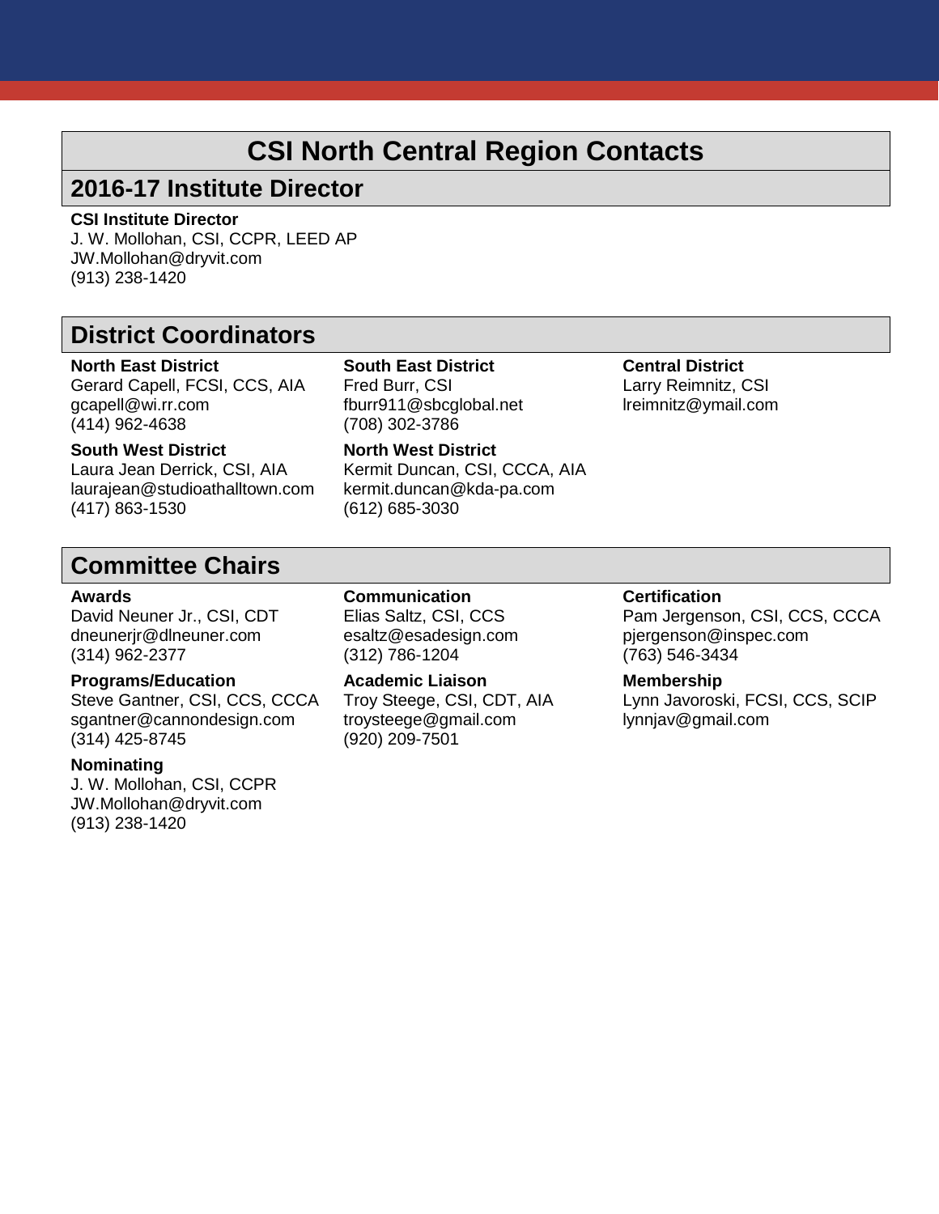# CSI North Central Region Contacts

## 2016-17 Institute Director

**CSI Institute Director**
J. W. Mollohan, CSI, CCPR, LEED AP
JW.Mollohan@dryvit.com
(913) 238-1420

## District Coordinators

**North East District**
Gerard Capell, FCSI, CCS, AIA
gcapell@wi.rr.com
(414) 962-4638

**South West District**
Laura Jean Derrick, CSI, AIA
laurajean@studioathalltown.com
(417) 863-1530

**South East District**
Fred Burr, CSI
fburr911@sbcglobal.net
(708) 302-3786

**North West District**
Kermit Duncan, CSI, CCCA, AIA
kermit.duncan@kda-pa.com
(612) 685-3030

**Central District**
Larry Reimnitz, CSI
lreimnitz@ymail.com

## Committee Chairs

**Awards**
David Neuner Jr., CSI, CDT
dneunerjr@dlneuner.com
(314) 962-2377

**Programs/Education**
Steve Gantner, CSI, CCS, CCCA
sgantner@cannondesign.com
(314) 425-8745

**Nominating**
J. W. Mollohan, CSI, CCPR
JW.Mollohan@dryvit.com
(913) 238-1420

**Communication**
Elias Saltz, CSI, CCS
esaltz@esadesign.com
(312) 786-1204

**Academic Liaison**
Troy Steege, CSI, CDT, AIA
troysteege@gmail.com
(920) 209-7501

**Certification**
Pam Jergenson, CSI, CCS, CCCA
pjergenson@inspec.com
(763) 546-3434

**Membership**
Lynn Javoroski, FCSI, CCS, SCIP
lynnjav@gmail.com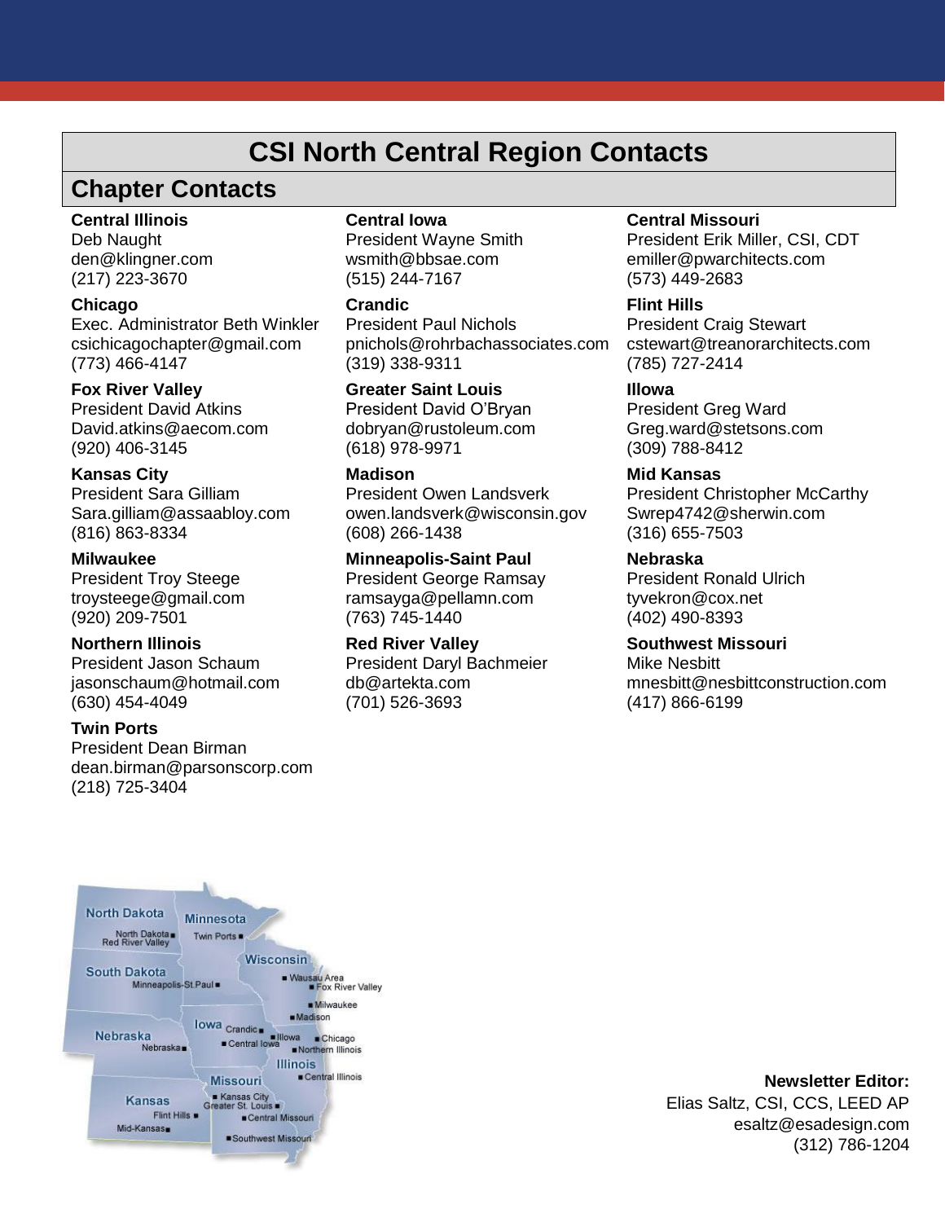# CSI North Central Region Contacts

## Chapter Contacts

**Central Illinois**
Deb Naught
den@klingner.com
(217) 223-3670

**Chicago**
Exec. Administrator Beth Winkler
csichicagochapter@gmail.com
(773) 466-4147

**Fox River Valley**
President David Atkins
David.atkins@aecom.com
(920) 406-3145

**Kansas City**
President Sara Gilliam
Sara.gilliam@assaabloy.com
(816) 863-8334

**Milwaukee**
President Troy Steege
troysteege@gmail.com
(920) 209-7501

**Northern Illinois**
President Jason Schaum
jasonschaum@hotmail.com
(630) 454-4049

**Twin Ports**
President Dean Birman
dean.birman@parsonscorp.com
(218) 725-3404

**Central Iowa**
President Wayne Smith
wsmith@bbsae.com
(515) 244-7167

**Crandic**
President Paul Nichols
pnichols@rohrbachassociates.com
(319) 338-9311

**Greater Saint Louis**
President David O'Bryan
dobryan@rustoleum.com
(618) 978-9971

**Madison**
President Owen Landsverk
owen.landsverk@wisconsin.gov
(608) 266-1438

**Minneapolis-Saint Paul**
President George Ramsay
ramsayga@pellamn.com
(763) 745-1440

**Red River Valley**
President Daryl Bachmeier
db@artekta.com
(701) 526-3693

**Central Missouri**
President Erik Miller, CSI, CDT
emiller@pwarchitects.com
(573) 449-2683

**Flint Hills**
President Craig Stewart
cstewart@treanorarchitects.com
(785) 727-2414

**Illowa**
President Greg Ward
Greg.ward@stetsons.com
(309) 788-8412

**Mid Kansas**
President Christopher McCarthy
Swrep4742@sherwin.com
(316) 655-7503

**Nebraska**
President Ronald Ulrich
tyvekron@cox.net
(402) 490-8393

**Southwest Missouri**
Mike Nesbitt
mnesbitt@nesbittconstruction.com
(417) 866-6199

North Dakota
Minnesota
North Dakota
Red River Valley
Twin Ports
Wisconsin
South Dakota
Wausau Area
Fox River Valley
Minneapolis-St.Paul
Milwaukee
Madison
Iowa
Crandic
Nebraska
Illowa
Chicago
Nebraska
Central Iowa
Northern Illinois
Illinois
Missouri
Central Illinois
Kansas
Kansas City
Greater St. Louis
Flint Hills
Central Missouri
Mid-Kansas
Southwest Missouri

**Newsletter Editor:**
Elias Saltz, CSI, CCS, LEED AP
esaltz@esadesign.com
(312) 786-1204